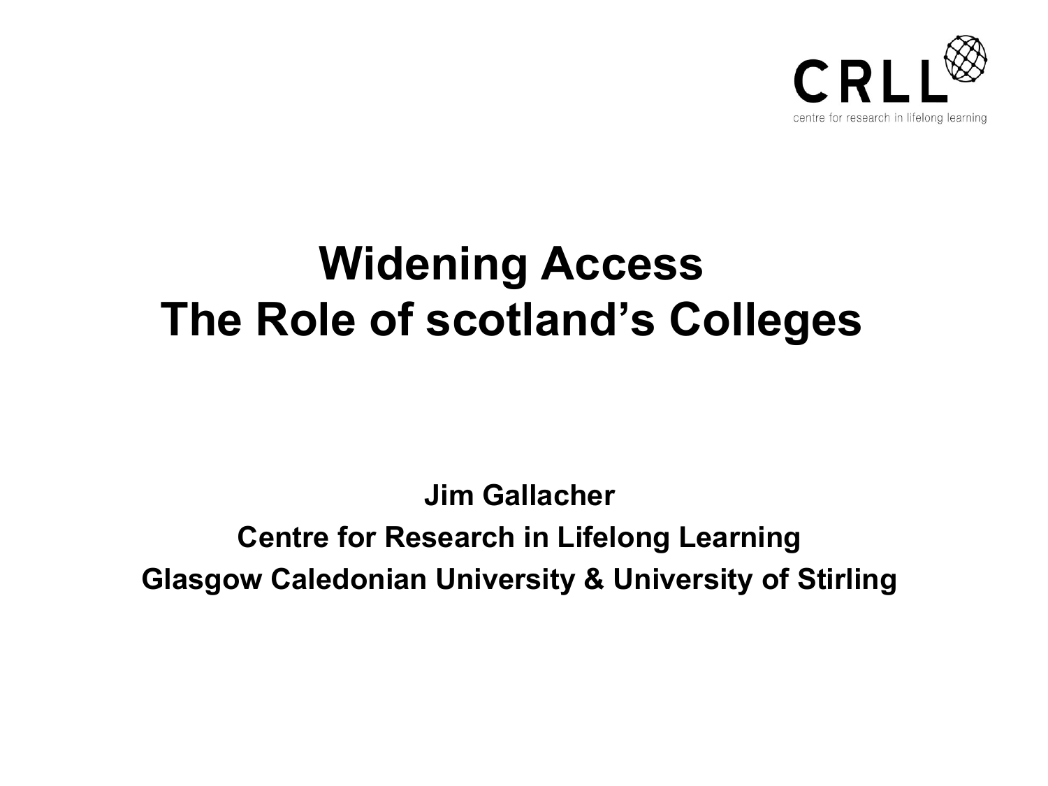CRLL

centre for research in lifelong learning

# Widening Access
# The Role of scotland's Colleges

**Jim Gallacher**

**Centre for Research in Lifelong Learning**

**Glasgow Caledonian University & University of Stirling**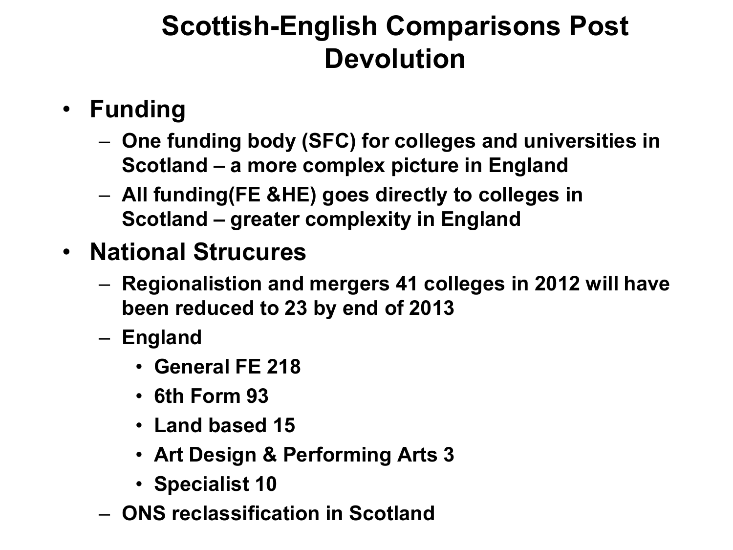# Scottish-English Comparisons Post Devolution

- **Funding**
  - **One funding body (SFC) for colleges and universities in Scotland – a more complex picture in England**
  - **All funding(FE &HE) goes directly to colleges in Scotland – greater complexity in England**
- **National Strucures**
  - **Regionalistion and mergers 41 colleges in 2012 will have been reduced to 23 by end of 2013**
  - **England**
    - **General FE 218**
    - **6th Form 93**
    - **Land based 15**
    - **Art Design & Performing Arts 3**
    - **Specialist 10**
  - **ONS reclassification in Scotland**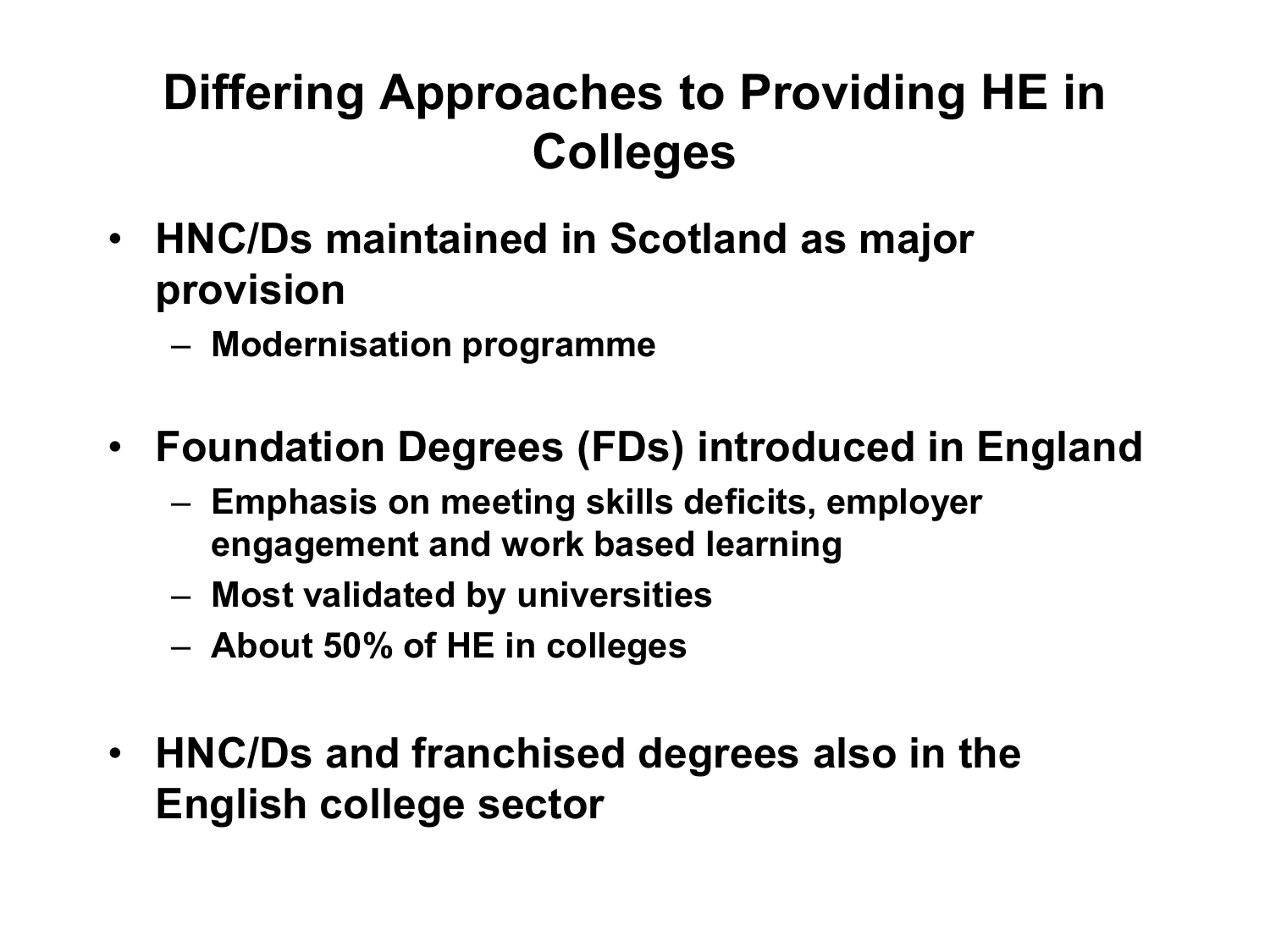# Differing Approaches to Providing HE in Colleges

- **HNC/Ds maintained in Scotland as major provision**
  - **Modernisation programme**

- **Foundation Degrees (FDs) introduced in England**
  - **Emphasis on meeting skills deficits, employer engagement and work based learning**
  - **Most validated by universities**
  - **About 50% of HE in colleges**

- **HNC/Ds and franchised degrees also in the English college sector**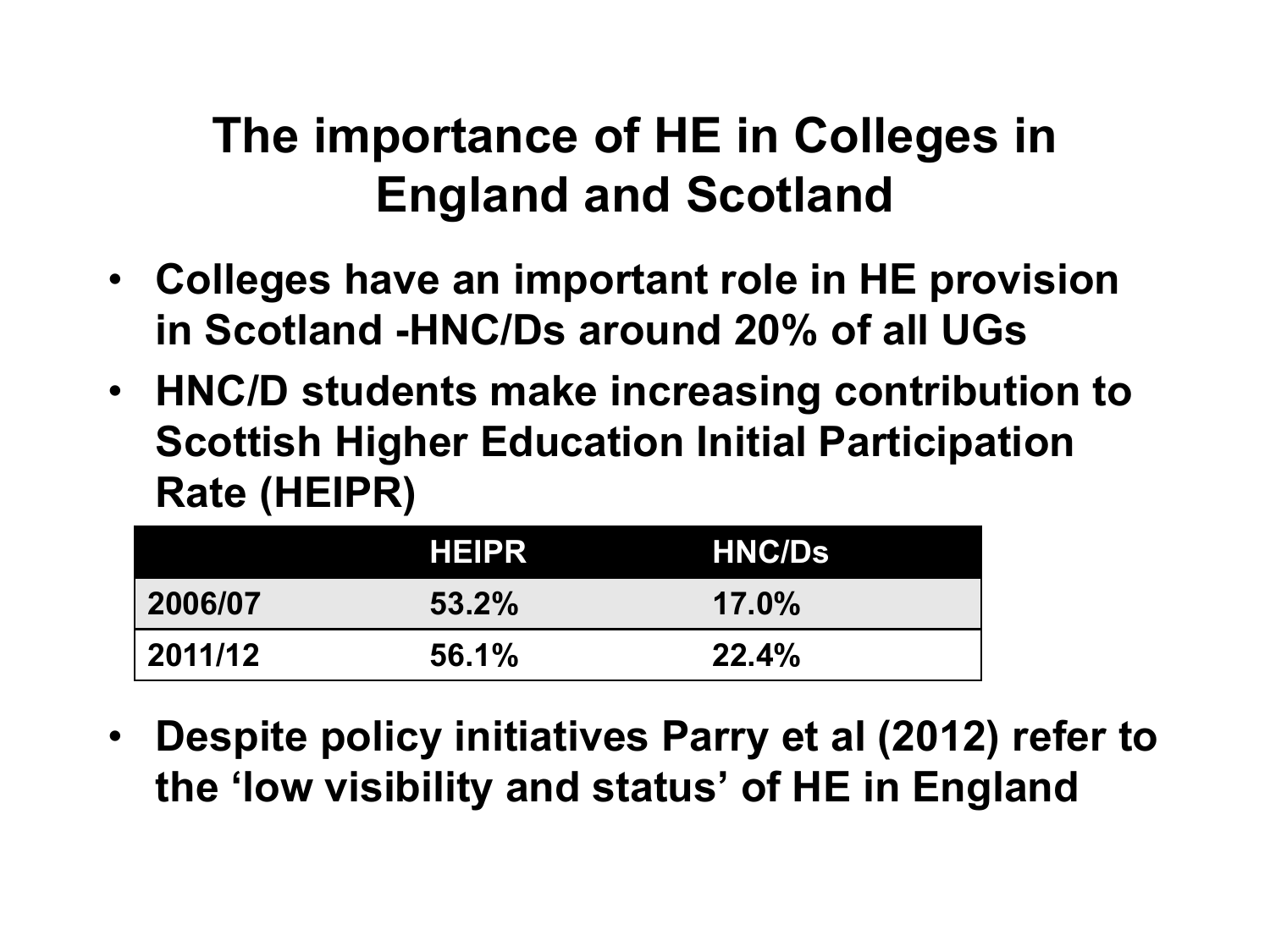# The importance of HE in Colleges in England and Scotland

- **Colleges have an important role in HE provision in Scotland -HNC/Ds around 20% of all UGs**
- **HNC/D students make increasing contribution to Scottish Higher Education Initial Participation Rate (HEIPR)**

| | HEIPR | HNC/Ds |
|---|---|---|
| 2006/07 | 53.2% | 17.0% |
| 2011/12 | 56.1% | 22.4% |

- **Despite policy initiatives Parry et al (2012) refer to the 'low visibility and status' of HE in England**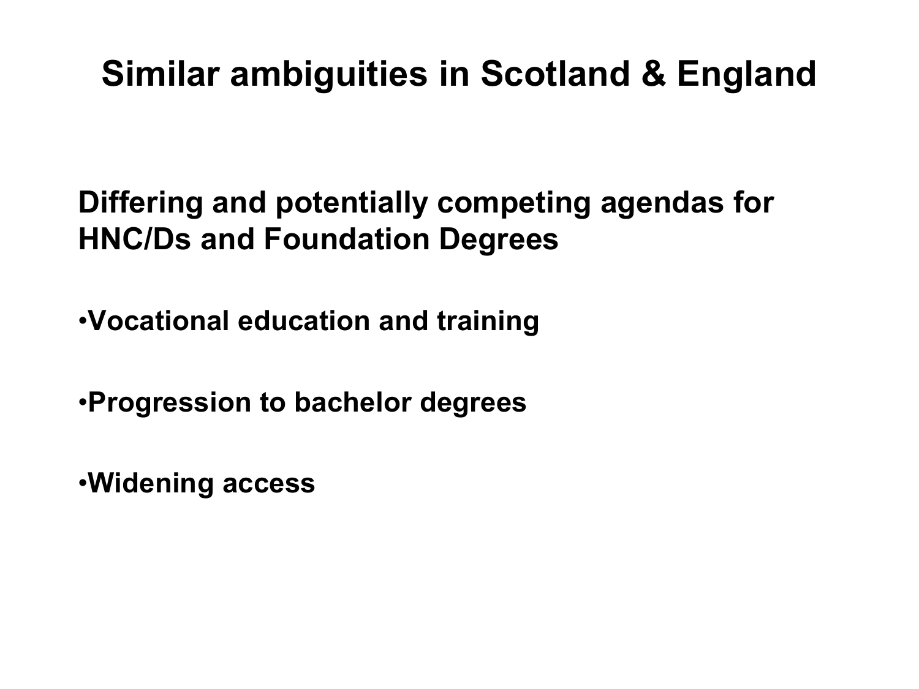# Similar ambiguities in Scotland & England

**Differing and potentially competing agendas for HNC/Ds and Foundation Degrees**

- **Vocational education and training**
- **Progression to bachelor degrees**
- **Widening access**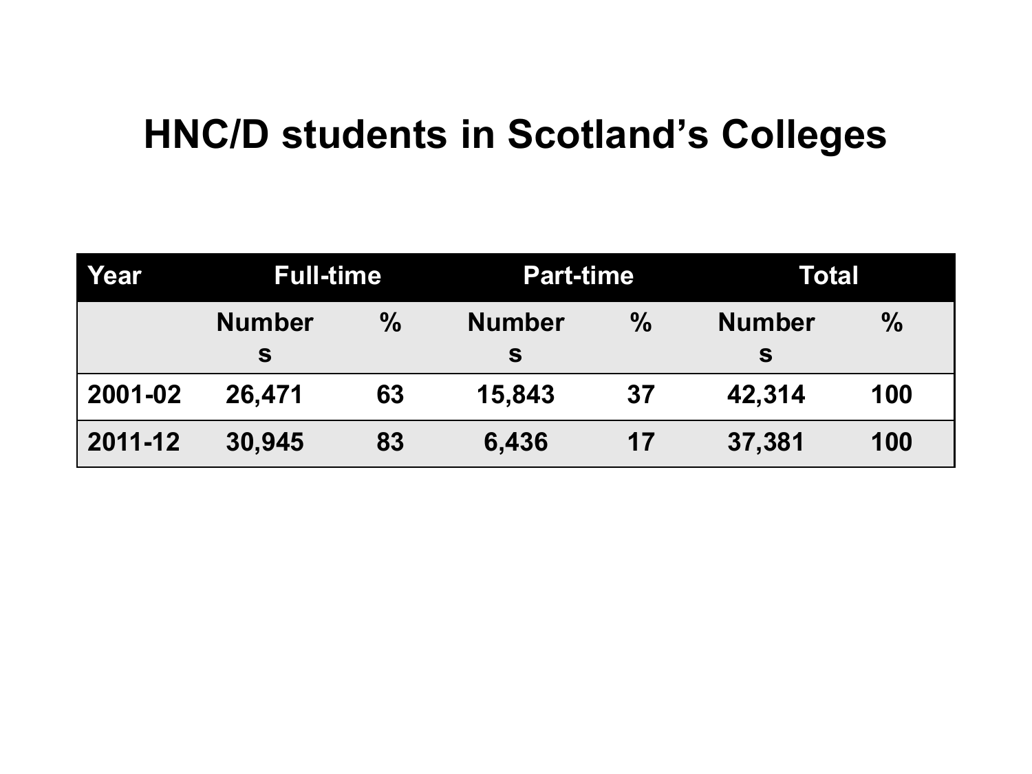# HNC/D students in Scotland's Colleges

| Year | Full-time | | Part-time | | Total | |
|---|---|---|---|---|---|---|
| | Numbers | % | Numbers | % | Numbers | % |
| 2001-02 | 26,471 | 63 | 15,843 | 37 | 42,314 | 100 |
| 2011-12 | 30,945 | 83 | 6,436 | 17 | 37,381 | 100 |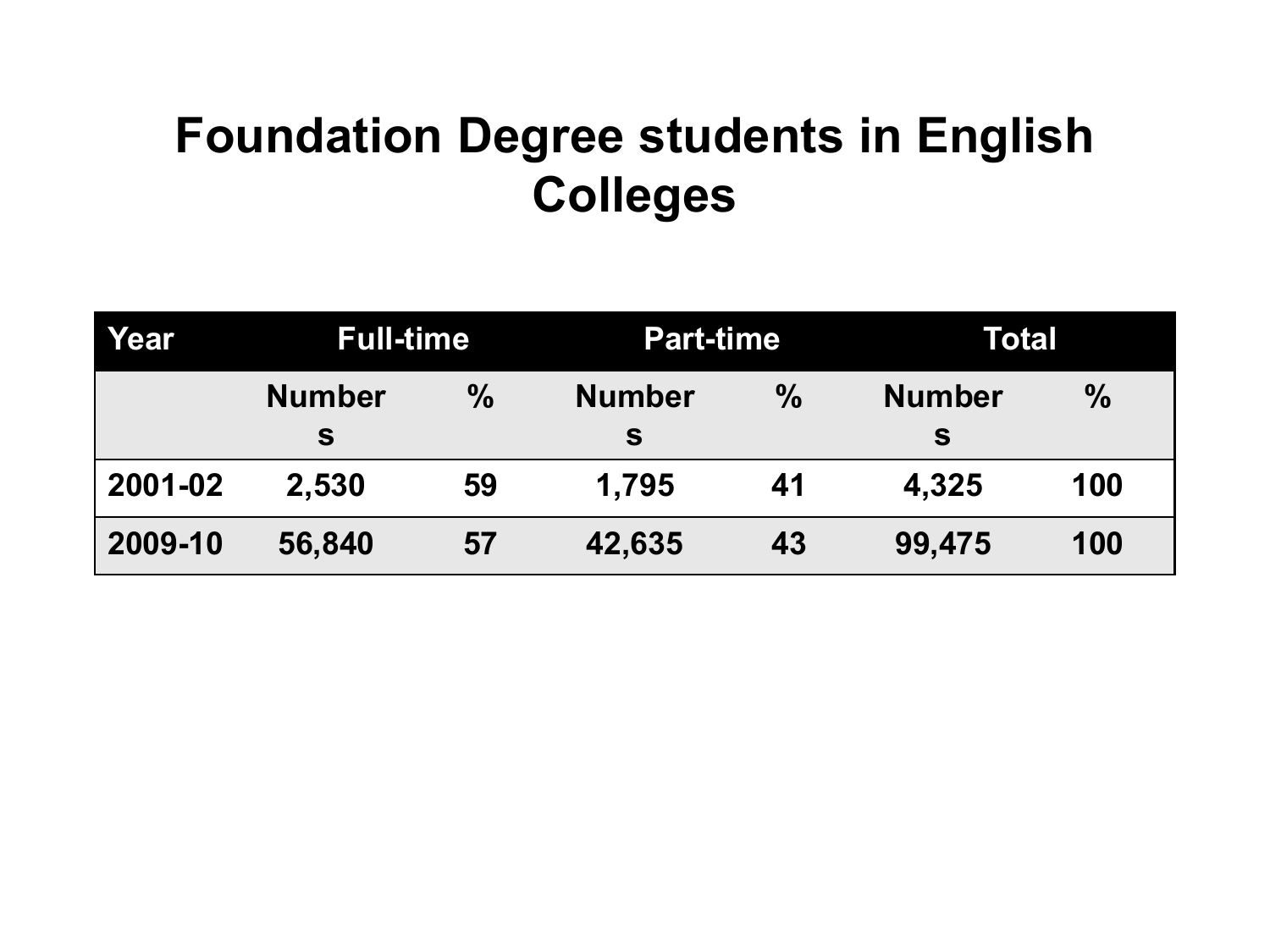# Foundation Degree students in English Colleges

| Year | Full-time | | Part-time | | Total | |
|---|---|---|---|---|---|---|
| | Numbers | % | Numbers | % | Numbers | % |
| 2001-02 | 2,530 | 59 | 1,795 | 41 | 4,325 | 100 |
| 2009-10 | 56,840 | 57 | 42,635 | 43 | 99,475 | 100 |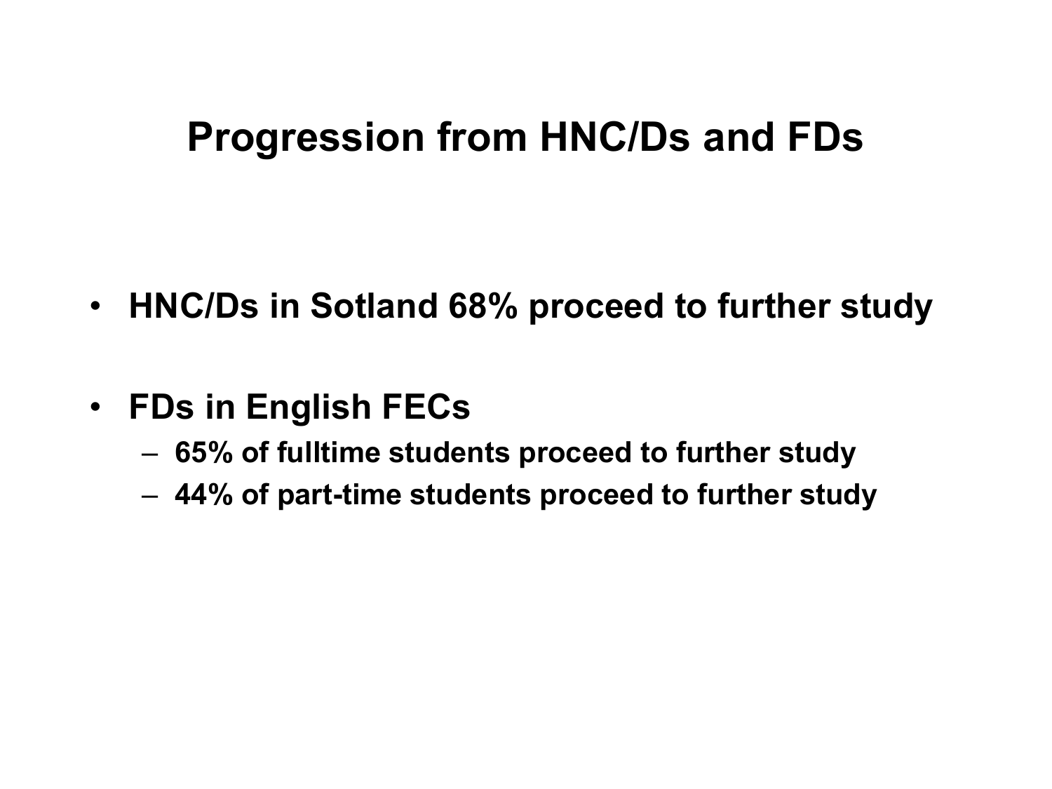# Progression from HNC/Ds and FDs

- **HNC/Ds in Sotland 68% proceed to further study**
- **FDs in English FECs**
  - **65% of fulltime students proceed to further study**
  - **44% of part-time students proceed to further study**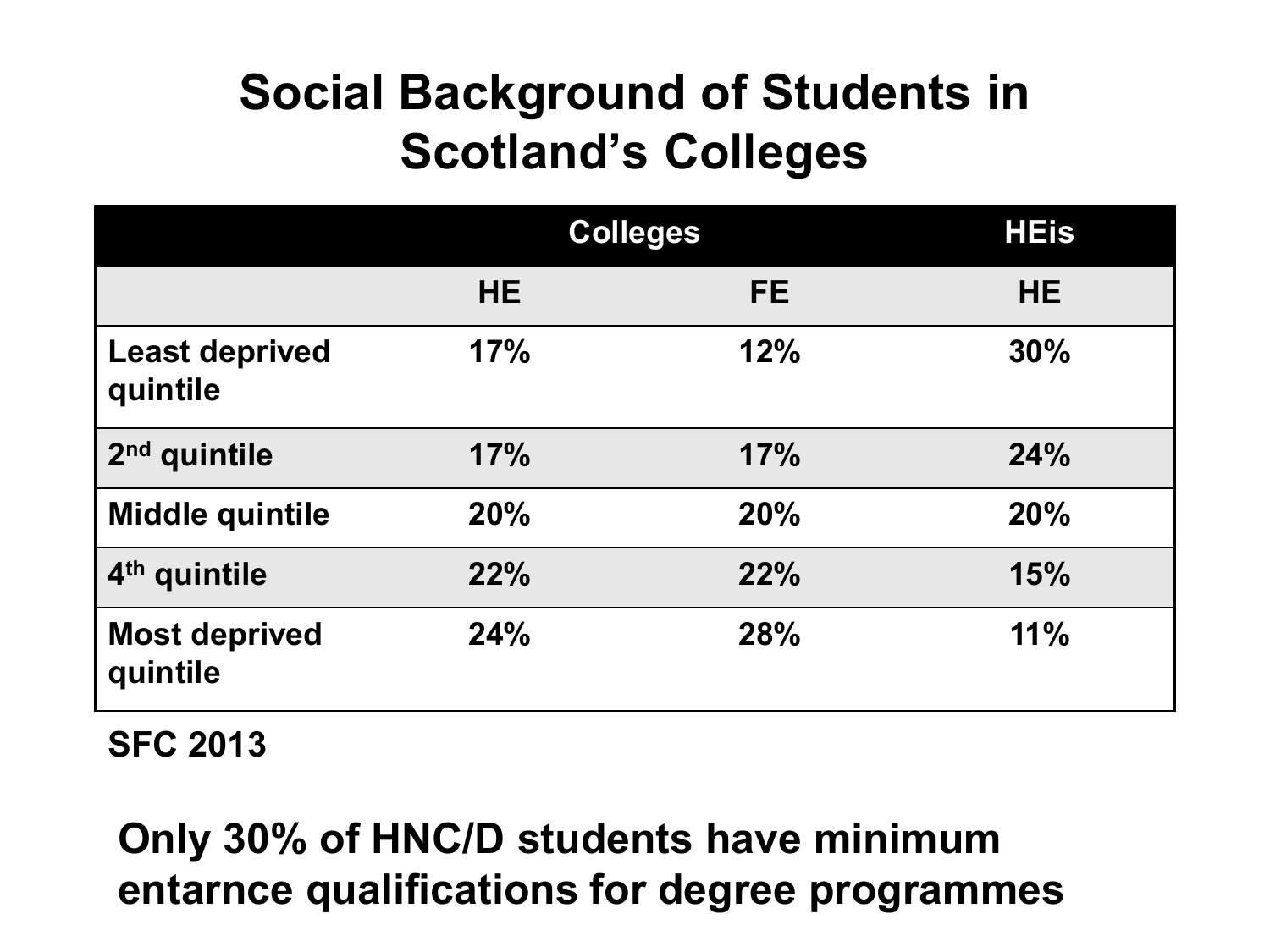# Social Background of Students in Scotland's Colleges

| | Colleges | | HEis |
|---|---|---|---|
| | HE | FE | HE |
| Least deprived quintile | 17% | 12% | 30% |
| 2nd quintile | 17% | 17% | 24% |
| Middle quintile | 20% | 20% | 20% |
| 4th quintile | 22% | 22% | 15% |
| Most deprived quintile | 24% | 28% | 11% |

**SFC 2013**

**Only 30% of HNC/D students have minimum entarnce qualifications for degree programmes**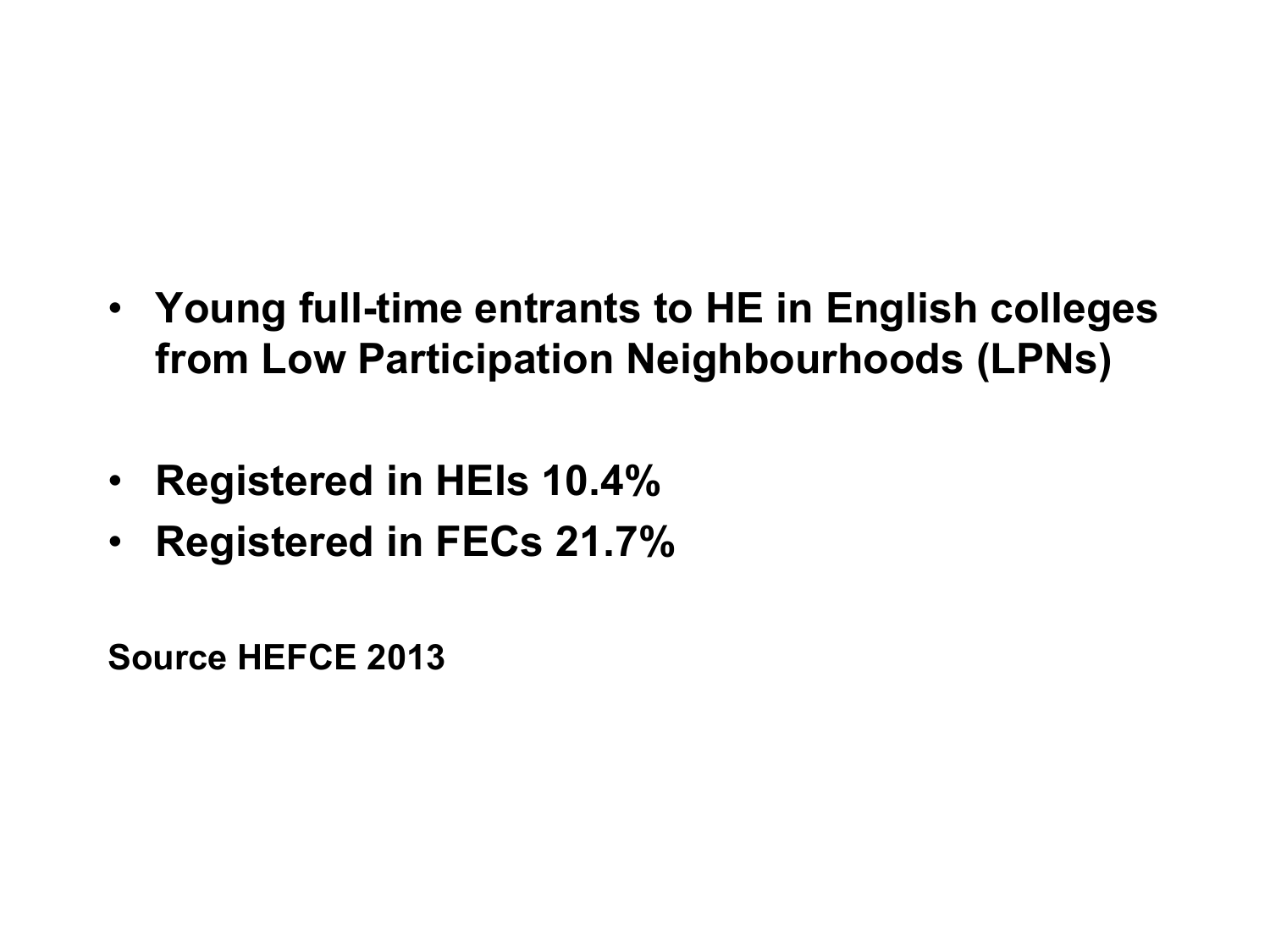- **Young full-time entrants to HE in English colleges from Low Participation Neighbourhoods (LPNs)**

- **Registered in HEIs 10.4%**
- **Registered in FECs 21.7%**

**Source HEFCE 2013**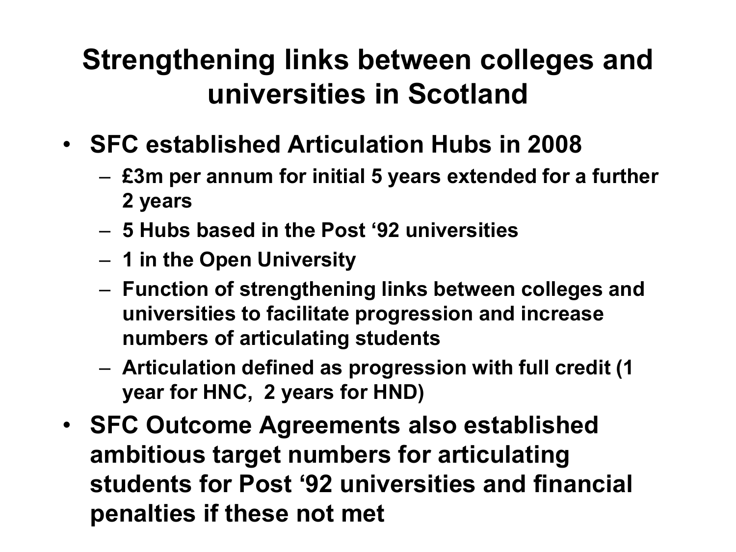# Strengthening links between colleges and universities in Scotland

- **SFC established Articulation Hubs in 2008**
  - **£3m per annum for initial 5 years extended for a further 2 years**
  - **5 Hubs based in the Post '92 universities**
  - **1 in the Open University**
  - **Function of strengthening links between colleges and universities to facilitate progression and increase numbers of articulating students**
  - **Articulation defined as progression with full credit (1 year for HNC, 2 years for HND)**
- **SFC Outcome Agreements also established ambitious target numbers for articulating students for Post '92 universities and financial penalties if these not met**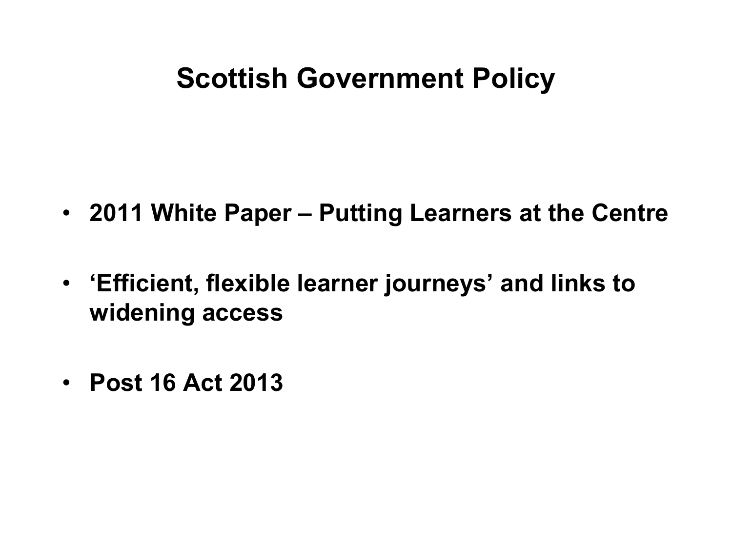# Scottish Government Policy

- **2011 White Paper – Putting Learners at the Centre**
- **'Efficient, flexible learner journeys' and links to widening access**
- **Post 16 Act 2013**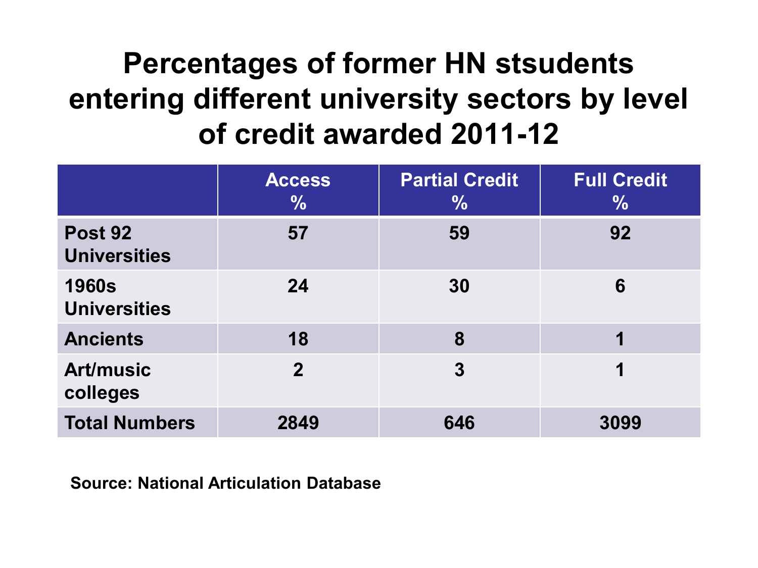# Percentages of former HN stsudents entering different university sectors by level of credit awarded 2011-12

| | Access % | Partial Credit % | Full Credit % |
|---|---|---|---|
| **Post 92 Universities** | 57 | 59 | 92 |
| **1960s Universities** | 24 | 30 | 6 |
| **Ancients** | 18 | 8 | 1 |
| **Art/music colleges** | 2 | 3 | 1 |
| **Total Numbers** | 2849 | 646 | 3099 |

**Source: National Articulation Database**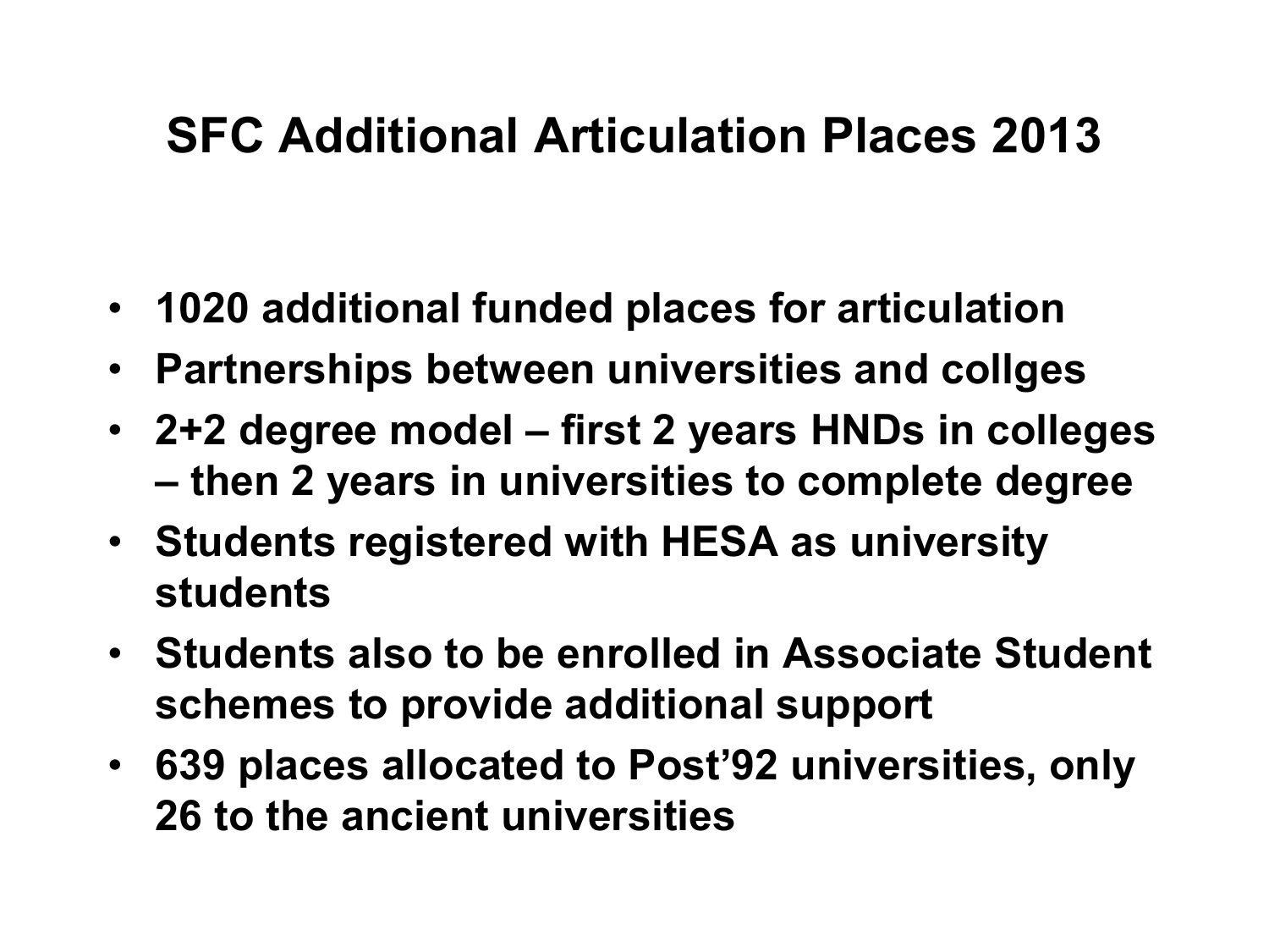# SFC Additional Articulation Places 2013

- 1020 additional funded places for articulation
- Partnerships between universities and collges
- 2+2 degree model – first 2 years HNDs in colleges – then 2 years in universities to complete degree
- Students registered with HESA as university students
- Students also to be enrolled in Associate Student schemes to provide additional support
- 639 places allocated to Post'92 universities, only 26 to the ancient universities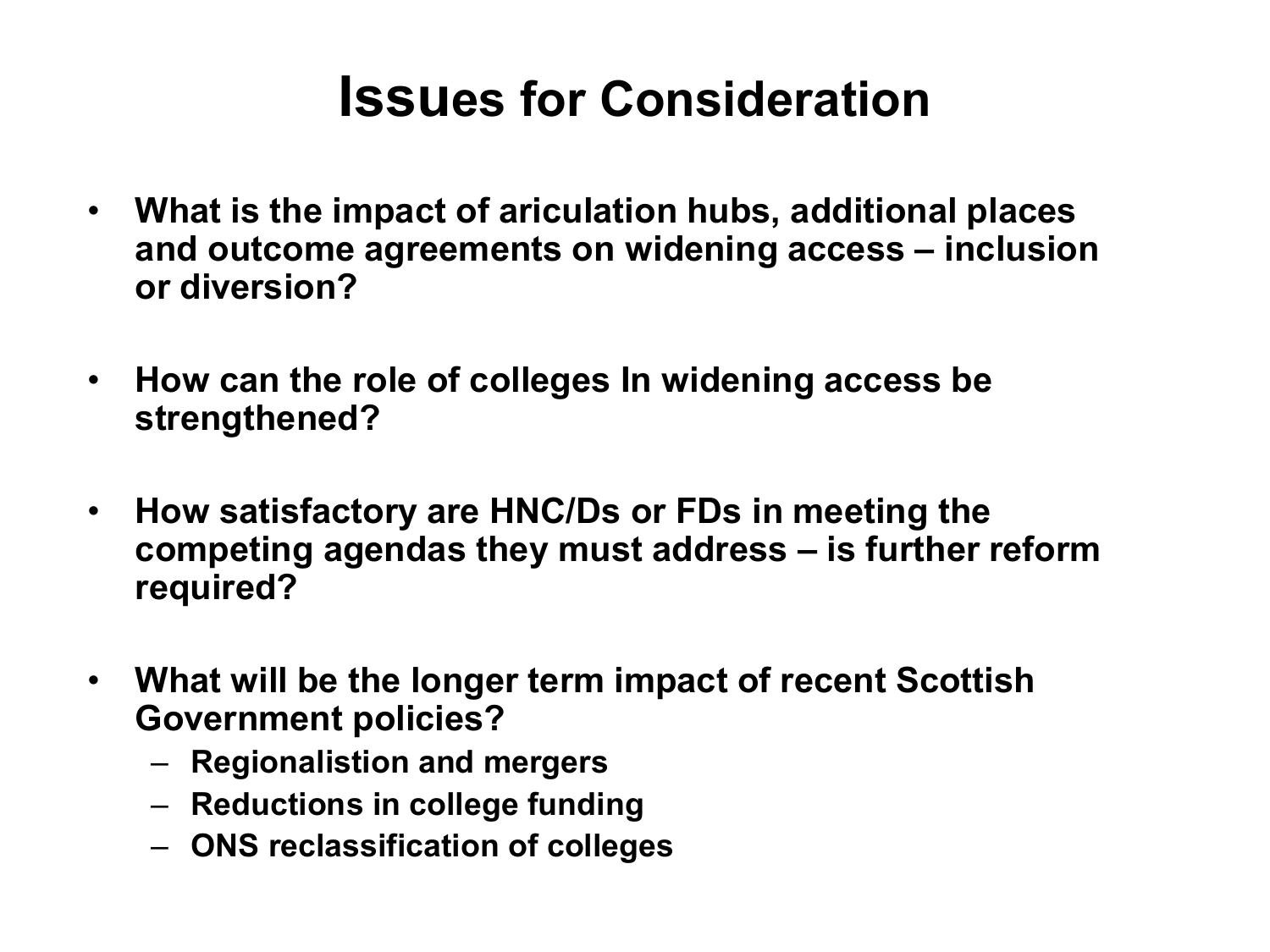# Issues for Consideration

- What is the impact of ariculation hubs, additional places and outcome agreements on widening access – inclusion or diversion?
- How can the role of colleges In widening access be strengthened?
- How satisfactory are HNC/Ds or FDs in meeting the competing agendas they must address – is further reform required?
- What will be the longer term impact of recent Scottish Government policies?
  - Regionalistion and mergers
  - Reductions in college funding
  - ONS reclassification of colleges